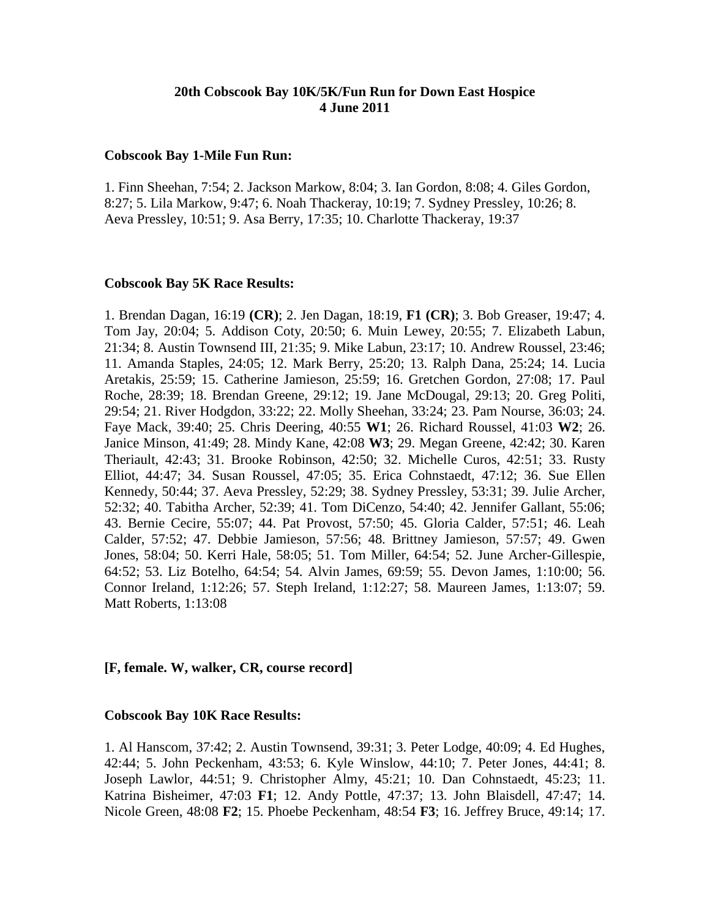**20th Cobscook Bay 10K/5K/Fun Run for Down East Hospice**
**4 June 2011**

**Cobscook Bay 1-Mile Fun Run:**

1. Finn Sheehan, 7:54; 2. Jackson Markow, 8:04; 3. Ian Gordon, 8:08; 4. Giles Gordon, 8:27; 5. Lila Markow, 9:47; 6. Noah Thackeray, 10:19; 7. Sydney Pressley, 10:26; 8. Aeva Pressley, 10:51; 9. Asa Berry, 17:35; 10. Charlotte Thackeray, 19:37

**Cobscook Bay 5K Race Results:**

1. Brendan Dagan, 16:19 **(CR)**; 2. Jen Dagan, 18:19, **F1 (CR)**; 3. Bob Greaser, 19:47; 4. Tom Jay, 20:04; 5. Addison Coty, 20:50; 6. Muin Lewey, 20:55; 7. Elizabeth Labun, 21:34; 8. Austin Townsend III, 21:35; 9. Mike Labun, 23:17; 10. Andrew Roussel, 23:46; 11. Amanda Staples, 24:05; 12. Mark Berry, 25:20; 13. Ralph Dana, 25:24; 14. Lucia Aretakis, 25:59; 15. Catherine Jamieson, 25:59; 16. Gretchen Gordon, 27:08; 17. Paul Roche, 28:39; 18. Brendan Greene, 29:12; 19. Jane McDougal, 29:13; 20. Greg Politi, 29:54; 21. River Hodgdon, 33:22; 22. Molly Sheehan, 33:24; 23. Pam Nourse, 36:03; 24. Faye Mack, 39:40; 25. Chris Deering, 40:55 **W1**; 26. Richard Roussel, 41:03 **W2**; 26. Janice Minson, 41:49; 28. Mindy Kane, 42:08 **W3**; 29. Megan Greene, 42:42; 30. Karen Theriault, 42:43; 31. Brooke Robinson, 42:50; 32. Michelle Curos, 42:51; 33. Rusty Elliot, 44:47; 34. Susan Roussel, 47:05; 35. Erica Cohnstaedt, 47:12; 36. Sue Ellen Kennedy, 50:44; 37. Aeva Pressley, 52:29; 38. Sydney Pressley, 53:31; 39. Julie Archer, 52:32; 40. Tabitha Archer, 52:39; 41. Tom DiCenzo, 54:40; 42. Jennifer Gallant, 55:06; 43. Bernie Cecire, 55:07; 44. Pat Provost, 57:50; 45. Gloria Calder, 57:51; 46. Leah Calder, 57:52; 47. Debbie Jamieson, 57:56; 48. Brittney Jamieson, 57:57; 49. Gwen Jones, 58:04; 50. Kerri Hale, 58:05; 51. Tom Miller, 64:54; 52. June Archer-Gillespie, 64:52; 53. Liz Botelho, 64:54; 54. Alvin James, 69:59; 55. Devon James, 1:10:00; 56. Connor Ireland, 1:12:26; 57. Steph Ireland, 1:12:27; 58. Maureen James, 1:13:07; 59. Matt Roberts, 1:13:08

**[F, female. W, walker, CR, course record]**

**Cobscook Bay 10K Race Results:**

1. Al Hanscom, 37:42; 2. Austin Townsend, 39:31; 3. Peter Lodge, 40:09; 4. Ed Hughes, 42:44; 5. John Peckenham, 43:53; 6. Kyle Winslow, 44:10; 7. Peter Jones, 44:41; 8. Joseph Lawlor, 44:51; 9. Christopher Almy, 45:21; 10. Dan Cohnstaedt, 45:23; 11. Katrina Bisheimer, 47:03 **F1**; 12. Andy Pottle, 47:37; 13. John Blaisdell, 47:47; 14. Nicole Green, 48:08 **F2**; 15. Phoebe Peckenham, 48:54 **F3**; 16. Jeffrey Bruce, 49:14; 17.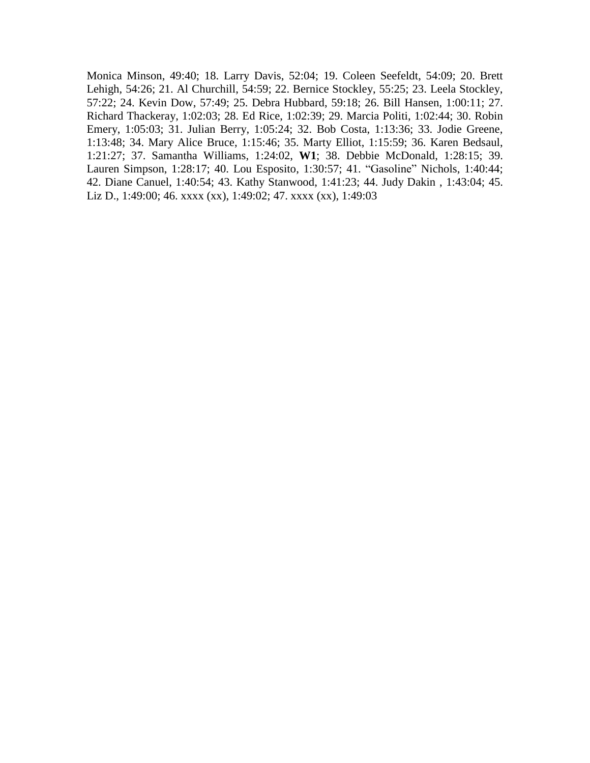Monica Minson, 49:40; 18. Larry Davis, 52:04; 19. Coleen Seefeldt, 54:09; 20. Brett Lehigh, 54:26; 21. Al Churchill, 54:59; 22. Bernice Stockley, 55:25; 23. Leela Stockley, 57:22; 24. Kevin Dow, 57:49; 25. Debra Hubbard, 59:18; 26. Bill Hansen, 1:00:11; 27. Richard Thackeray, 1:02:03; 28. Ed Rice, 1:02:39; 29. Marcia Politi, 1:02:44; 30. Robin Emery, 1:05:03; 31. Julian Berry, 1:05:24; 32. Bob Costa, 1:13:36; 33. Jodie Greene, 1:13:48; 34. Mary Alice Bruce, 1:15:46; 35. Marty Elliot, 1:15:59; 36. Karen Bedsaul, 1:21:27; 37. Samantha Williams, 1:24:02, **W1**; 38. Debbie McDonald, 1:28:15; 39. Lauren Simpson, 1:28:17; 40. Lou Esposito, 1:30:57; 41. "Gasoline" Nichols, 1:40:44; 42. Diane Canuel, 1:40:54; 43. Kathy Stanwood, 1:41:23; 44. Judy Dakin , 1:43:04; 45. Liz D., 1:49:00; 46. xxxx (xx), 1:49:02; 47. xxxx (xx), 1:49:03